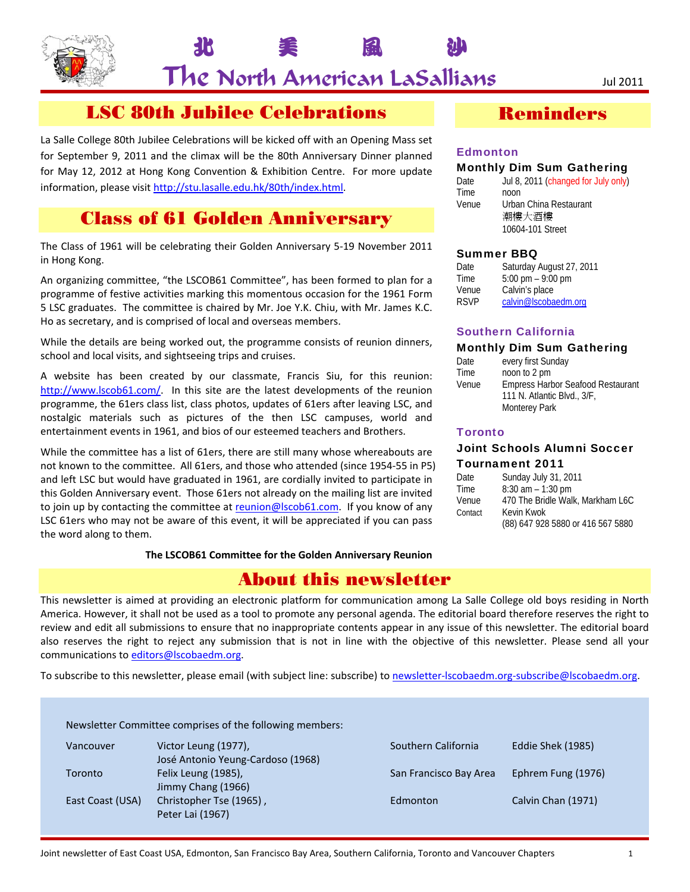# 北 美 風 沙

# The North American LaSallians

Jul 2011

## LSC 80th Jubilee Celebrations

La Salle College 80th Jubilee Celebrations will be kicked off with an Opening Mass set for September 9, 2011 and the climax will be the 80th Anniversary Dinner planned for May 12, 2012 at Hong Kong Convention & Exhibition Centre. For more update information, please visit http://stu.lasalle.edu.hk/80th/index.html.

## Class of 61 Golden Anniversary

The Class of 1961 will be celebrating their Golden Anniversary 5-19 November 2011 in Hong Kong.

An organizing committee, "the LSCOB61 Committee", has been formed to plan for a programme of festive activities marking this momentous occasion for the 1961 Form 5 LSC graduates. The committee is chaired by Mr. Joe Y.K. Chiu, with Mr. James K.C. Ho as secretary, and is comprised of local and overseas members.

While the details are being worked out, the programme consists of reunion dinners, school and local visits, and sightseeing trips and cruises.

A website has been created by our classmate, Francis Siu, for this reunion: http://www.lscob61.com/. In this site are the latest developments of the reunion programme, the 61ers class list, class photos, updates of 61ers after leaving LSC, and nostalgic materials such as pictures of the then LSC campuses, world and entertainment events in 1961, and bios of our esteemed teachers and Brothers.

While the committee has a list of 61ers, there are still many whose whereabouts are not known to the committee. All 61ers, and those who attended (since 1954-55 in P5) and left LSC but would have graduated in 1961, are cordially invited to participate in this Golden Anniversary event. Those 61ers not already on the mailing list are invited to join up by contacting the committee at reunion@lscob61.com. If you know of any LSC 61ers who may not be aware of this event, it will be appreciated if you can pass the word along to them.

**The LSCOB61 Committee for the Golden Anniversary Reunion**

## Reminders

### Edmonton

**Monthly Dim Sum Gathering**

| | |
|---|---|
| Date | Jul 8, 2011 (changed for July only) |
| Time | noon |
| Venue | Urban China Restaurant<br>潮樓大酒樓<br>10604-101 Street |

**Summer BBQ**

| | |
|---|---|
| Date | Saturday August 27, 2011 |
| Time | 5:00 pm – 9:00 pm |
| Venue | Calvin's place |
| RSVP | calvin@lscobaedm.org |

### Southern California

**Monthly Dim Sum Gathering**

| | |
|---|---|
| Date | every first Sunday |
| Time | noon to 2 pm |
| Venue | Empress Harbor Seafood Restaurant<br>111 N. Atlantic Blvd., 3/F,<br>Monterey Park |

### Toronto

**Joint Schools Alumni Soccer Tournament 2011**

| | |
|---|---|
| Date | Sunday July 31, 2011 |
| Time | 8:30 am – 1:30 pm |
| Venue | 470 The Bridle Walk, Markham L6C |
| Contact | Kevin Kwok<br>(88) 647 928 5880 or 416 567 5880 |

## About this newsletter

This newsletter is aimed at providing an electronic platform for communication among La Salle College old boys residing in North America. However, it shall not be used as a tool to promote any personal agenda. The editorial board therefore reserves the right to review and edit all submissions to ensure that no inappropriate contents appear in any issue of this newsletter. The editorial board also reserves the right to reject any submission that is not in line with the objective of this newsletter. Please send all your communications to editors@lscobaedm.org.

To subscribe to this newsletter, please email (with subject line: subscribe) to newsletter-lscobaedm.org-subscribe@lscobaedm.org.

Newsletter Committee comprises of the following members:

| | | | |
|---|---|---|---|
| Vancouver | Victor Leung (1977),<br>José Antonio Yeung-Cardoso (1968) | Southern California | Eddie Shek (1985) |
| Toronto | Felix Leung (1985),<br>Jimmy Chang (1966) | San Francisco Bay Area | Ephrem Fung (1976) |
| East Coast (USA) | Christopher Tse (1965),<br>Peter Lai (1967) | Edmonton | Calvin Chan (1971) |

Joint newsletter of East Coast USA, Edmonton, San Francisco Bay Area, Southern California, Toronto and Vancouver Chapters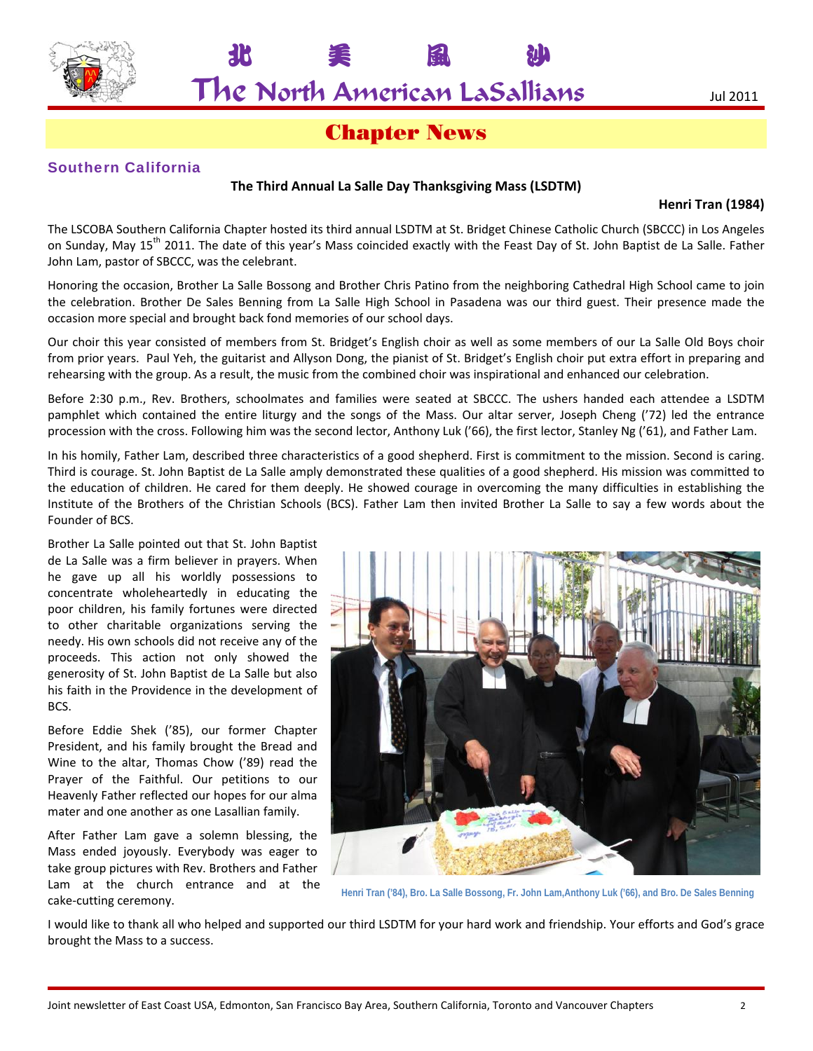# Chapter News

## Southern California

### The Third Annual La Salle Day Thanksgiving Mass (LSDTM)

**Henri Tran (1984)**

The LSCOBA Southern California Chapter hosted its third annual LSDTM at St. Bridget Chinese Catholic Church (SBCCC) in Los Angeles on Sunday, May 15th 2011. The date of this year's Mass coincided exactly with the Feast Day of St. John Baptist de La Salle. Father John Lam, pastor of SBCCC, was the celebrant.

Honoring the occasion, Brother La Salle Bossong and Brother Chris Patino from the neighboring Cathedral High School came to join the celebration. Brother De Sales Benning from La Salle High School in Pasadena was our third guest. Their presence made the occasion more special and brought back fond memories of our school days.

Our choir this year consisted of members from St. Bridget's English choir as well as some members of our La Salle Old Boys choir from prior years. Paul Yeh, the guitarist and Allyson Dong, the pianist of St. Bridget's English choir put extra effort in preparing and rehearsing with the group. As a result, the music from the combined choir was inspirational and enhanced our celebration.

Before 2:30 p.m., Rev. Brothers, schoolmates and families were seated at SBCCC. The ushers handed each attendee a LSDTM pamphlet which contained the entire liturgy and the songs of the Mass. Our altar server, Joseph Cheng ('72) led the entrance procession with the cross. Following him was the second lector, Anthony Luk ('66), the first lector, Stanley Ng ('61), and Father Lam.

In his homily, Father Lam, described three characteristics of a good shepherd. First is commitment to the mission. Second is caring. Third is courage. St. John Baptist de La Salle amply demonstrated these qualities of a good shepherd. His mission was committed to the education of children. He cared for them deeply. He showed courage in overcoming the many difficulties in establishing the Institute of the Brothers of the Christian Schools (BCS). Father Lam then invited Brother La Salle to say a few words about the Founder of BCS.

Brother La Salle pointed out that St. John Baptist de La Salle was a firm believer in prayers. When he gave up all his worldly possessions to concentrate wholeheartedly in educating the poor children, his family fortunes were directed to other charitable organizations serving the needy. His own schools did not receive any of the proceeds. This action not only showed the generosity of St. John Baptist de La Salle but also his faith in the Providence in the development of BCS.

Before Eddie Shek ('85), our former Chapter President, and his family brought the Bread and Wine to the altar, Thomas Chow ('89) read the Prayer of the Faithful. Our petitions to our Heavenly Father reflected our hopes for our alma mater and one another as one Lasallian family.

After Father Lam gave a solemn blessing, the Mass ended joyously. Everybody was eager to take group pictures with Rev. Brothers and Father Lam at the church entrance and at the cake-cutting ceremony.

Henri Tran ('84), Bro. La Salle Bossong, Fr. John Lam, Anthony Luk ('66), and Bro. De Sales Benning

I would like to thank all who helped and supported our third LSDTM for your hard work and friendship. Your efforts and God's grace brought the Mass to a success.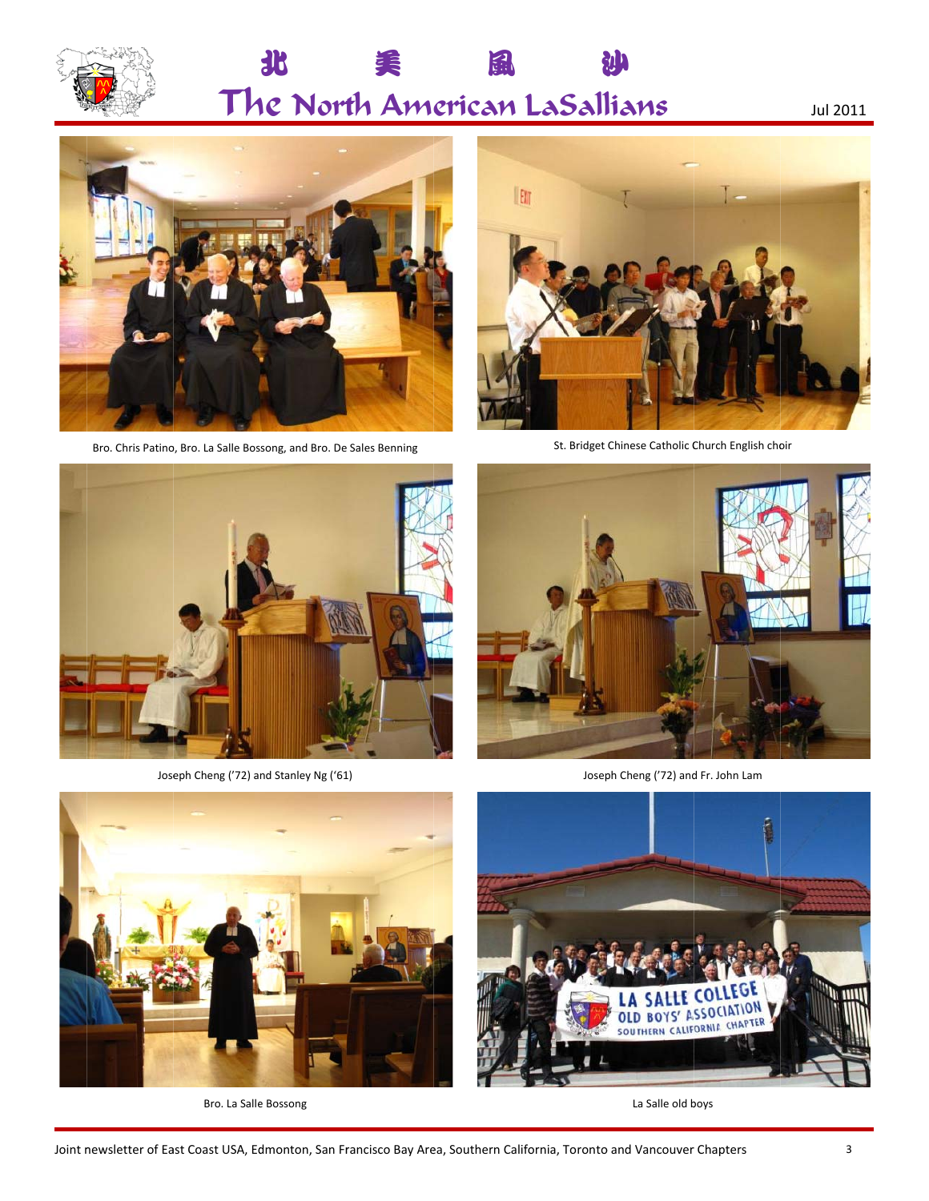Bro. Chris Patino, Bro. La Salle Bossong, and Bro. De Sales Benning

St. Bridget Chinese Catholic Church English choir

Joseph Cheng ('72) and Stanley Ng ('61)

Joseph Cheng ('72) and Fr. John Lam

Bro. La Salle Bossong

La Salle old boys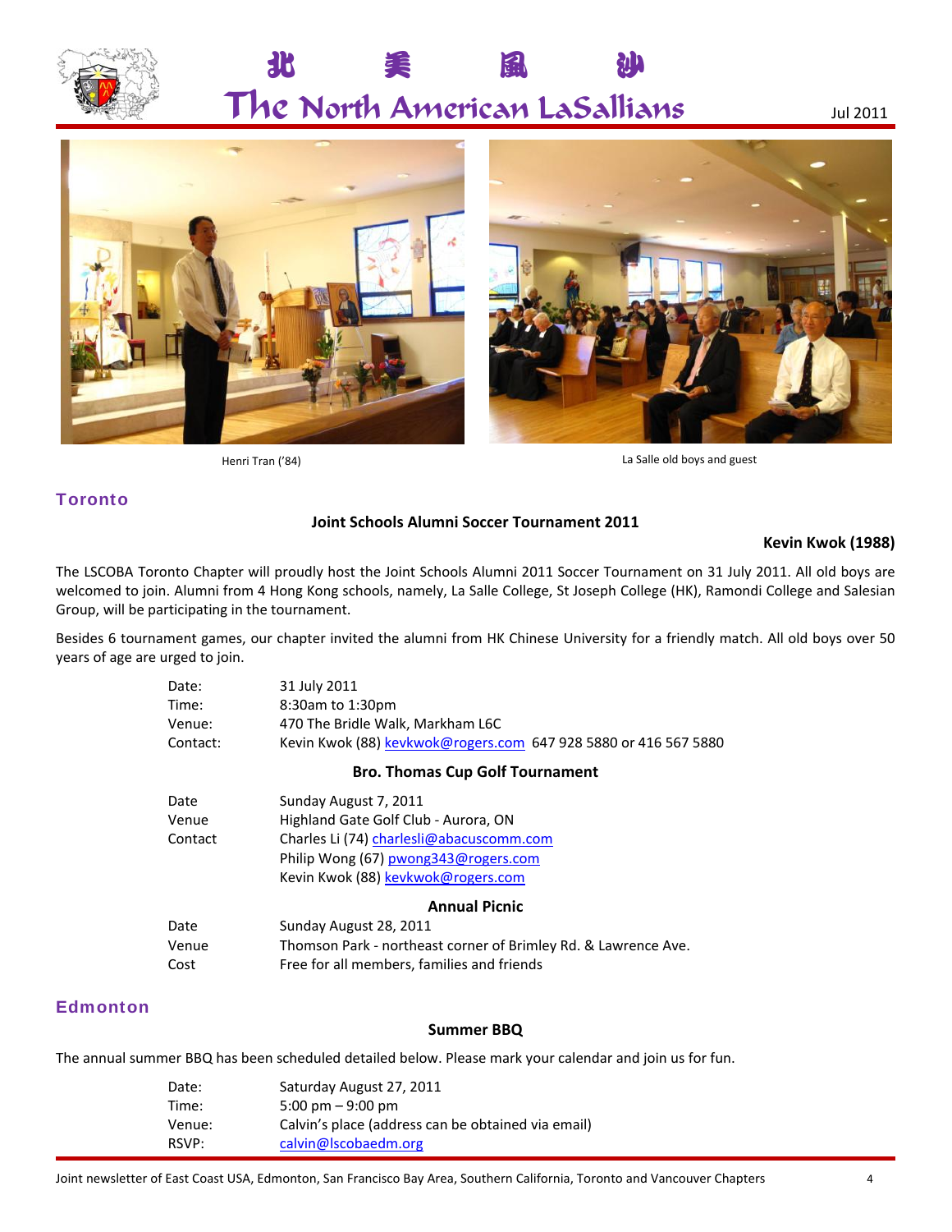Henri Tran ('84)

La Salle old boys and guest

## Toronto

### Joint Schools Alumni Soccer Tournament 2011

**Kevin Kwok (1988)**

The LSCOBA Toronto Chapter will proudly host the Joint Schools Alumni 2011 Soccer Tournament on 31 July 2011. All old boys are welcomed to join. Alumni from 4 Hong Kong schools, namely, La Salle College, St Joseph College (HK), Ramondi College and Salesian Group, will be participating in the tournament.

Besides 6 tournament games, our chapter invited the alumni from HK Chinese University for a friendly match. All old boys over 50 years of age are urged to join.

| | |
|---|---|
| Date: | 31 July 2011 |
| Time: | 8:30am to 1:30pm |
| Venue: | 470 The Bridle Walk, Markham L6C |
| Contact: | Kevin Kwok (88) kevkwok@rogers.com 647 928 5880 or 416 567 5880 |

### Bro. Thomas Cup Golf Tournament

| | |
|---|---|
| Date | Sunday August 7, 2011 |
| Venue | Highland Gate Golf Club - Aurora, ON |
| Contact | Charles Li (74) charlesli@abacuscomm.com |
| | Philip Wong (67) pwong343@rogers.com |
| | Kevin Kwok (88) kevkwok@rogers.com |

### Annual Picnic

| | |
|---|---|
| Date | Sunday August 28, 2011 |
| Venue | Thomson Park - northeast corner of Brimley Rd. & Lawrence Ave. |
| Cost | Free for all members, families and friends |

## Edmonton

### Summer BBQ

The annual summer BBQ has been scheduled detailed below. Please mark your calendar and join us for fun.

| | |
|---|---|
| Date: | Saturday August 27, 2011 |
| Time: | 5:00 pm – 9:00 pm |
| Venue: | Calvin's place (address can be obtained via email) |
| RSVP: | calvin@lscobaedm.org |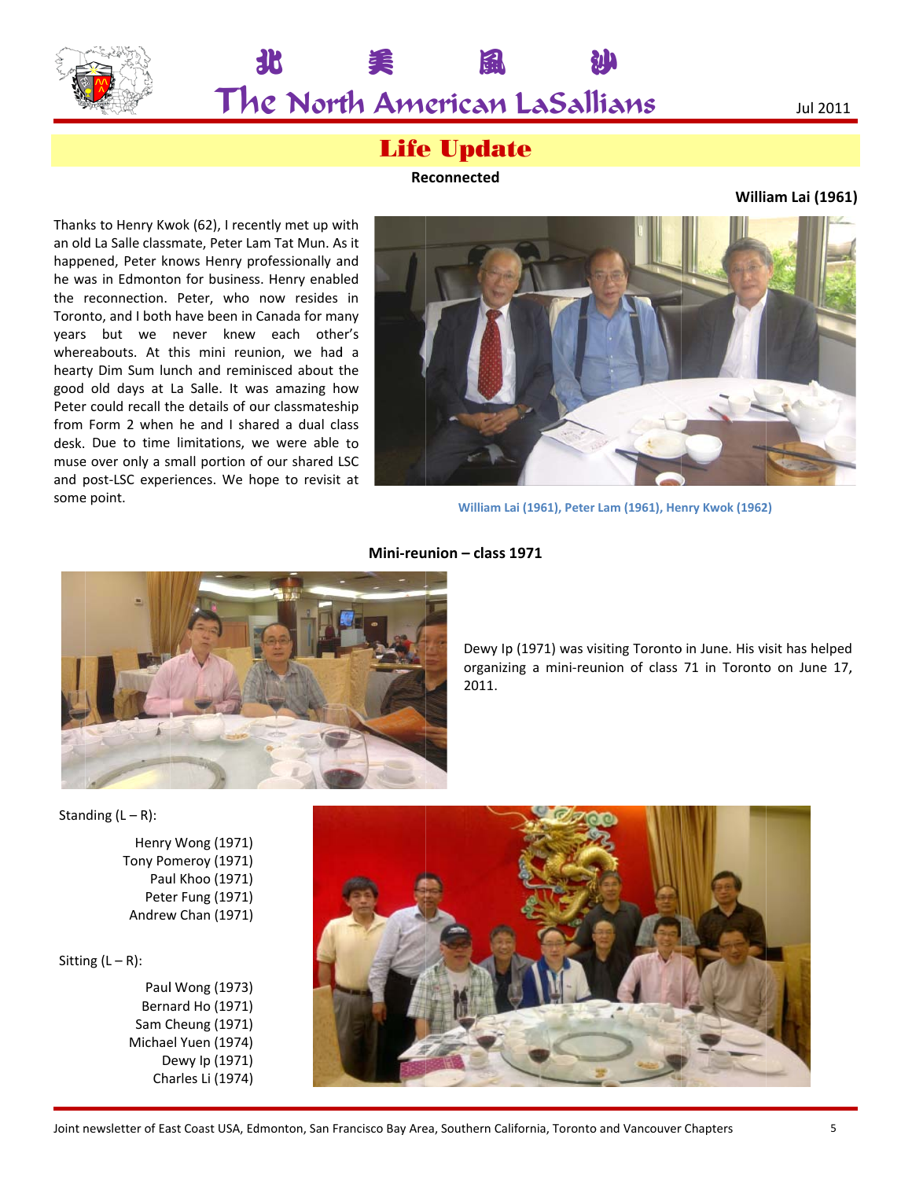# Life Update

## Reconnected

**William Lai (1961)**

Thanks to Henry Kwok (62), I recently met up with an old La Salle classmate, Peter Lam Tat Mun. As it happened, Peter knows Henry professionally and he was in Edmonton for business. Henry enabled the reconnection. Peter, who now resides in Toronto, and I both have been in Canada for many years but we never knew each other's whereabouts. At this mini reunion, we had a hearty Dim Sum lunch and reminisced about the good old days at La Salle. It was amazing how Peter could recall the details of our classmateship from Form 2 when he and I shared a dual class desk. Due to time limitations, we were able to muse over only a small portion of our shared LSC and post-LSC experiences. We hope to revisit at some point.

William Lai (1961), Peter Lam (1961), Henry Kwok (1962)

## Mini-reunion – class 1971

Dewy Ip (1971) was visiting Toronto in June. His visit has helped organizing a mini-reunion of class 71 in Toronto on June 17, 2011.

Standing (L – R):

Henry Wong (1971)
Tony Pomeroy (1971)
Paul Khoo (1971)
Peter Fung (1971)
Andrew Chan (1971)

Sitting (L – R):

Paul Wong (1973)
Bernard Ho (1971)
Sam Cheung (1971)
Michael Yuen (1974)
Dewy Ip (1971)
Charles Li (1974)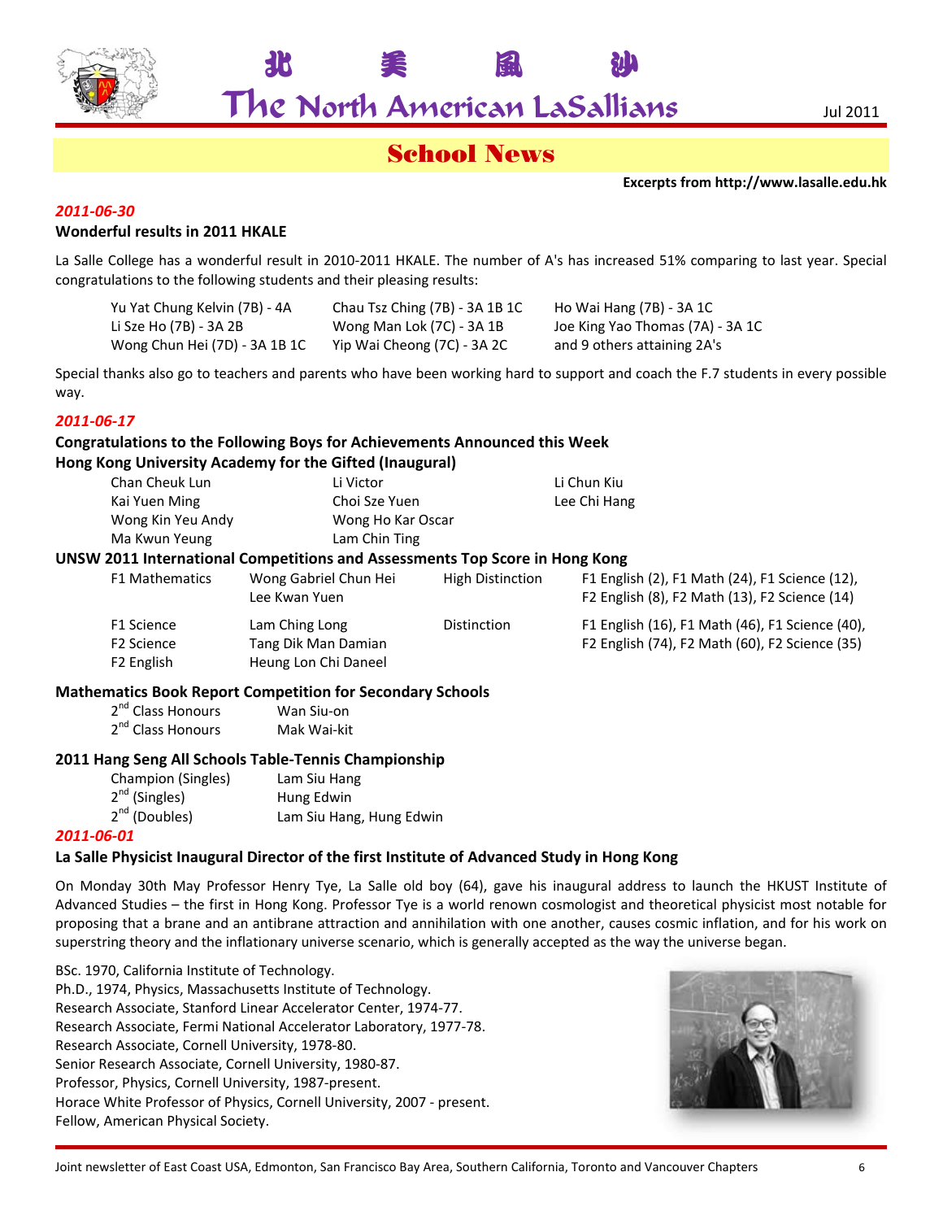# School News

**Excerpts from http://www.lasalle.edu.hk**

*2011-06-30*

**Wonderful results in 2011 HKALE**

La Salle College has a wonderful result in 2010-2011 HKALE. The number of A's has increased 51% comparing to last year. Special congratulations to the following students and their pleasing results:

| | | |
|---|---|---|
| Yu Yat Chung Kelvin (7B) - 4A | Chau Tsz Ching (7B) - 3A 1B 1C | Ho Wai Hang (7B) - 3A 1C |
| Li Sze Ho (7B) - 3A 2B | Wong Man Lok (7C) - 3A 1B | Joe King Yao Thomas (7A) - 3A 1C |
| Wong Chun Hei (7D) - 3A 1B 1C | Yip Wai Cheong (7C) - 3A 2C | and 9 others attaining 2A's |

Special thanks also go to teachers and parents who have been working hard to support and coach the F.7 students in every possible way.

*2011-06-17*

**Congratulations to the Following Boys for Achievements Announced this Week**

**Hong Kong University Academy for the Gifted (Inaugural)**

| | | |
|---|---|---|
| Chan Cheuk Lun | Li Victor | Li Chun Kiu |
| Kai Yuen Ming | Choi Sze Yuen | Lee Chi Hang |
| Wong Kin Yeu Andy | Wong Ho Kar Oscar | |
| Ma Kwun Yeung | Lam Chin Ting | |

**UNSW 2011 International Competitions and Assessments Top Score in Hong Kong**

| | | | |
|---|---|---|---|
| F1 Mathematics | Wong Gabriel Chun Hei<br>Lee Kwan Yuen | High Distinction | F1 English (2), F1 Math (24), F1 Science (12),<br>F2 English (8), F2 Math (13), F2 Science (14) |
| F1 Science<br>F2 Science<br>F2 English | Lam Ching Long<br>Tang Dik Man Damian<br>Heung Lon Chi Daneel | Distinction | F1 English (16), F1 Math (46), F1 Science (40),<br>F2 English (74), F2 Math (60), F2 Science (35) |

**Mathematics Book Report Competition for Secondary Schools**

| | |
|---|---|
| 2nd Class Honours | Wan Siu-on |
| 2nd Class Honours | Mak Wai-kit |

**2011 Hang Seng All Schools Table-Tennis Championship**

| | |
|---|---|
| Champion (Singles) | Lam Siu Hang |
| 2nd (Singles) | Hung Edwin |
| 2nd (Doubles) | Lam Siu Hang, Hung Edwin |

*2011-06-01*

**La Salle Physicist Inaugural Director of the first Institute of Advanced Study in Hong Kong**

On Monday 30th May Professor Henry Tye, La Salle old boy (64), gave his inaugural address to launch the HKUST Institute of Advanced Studies – the first in Hong Kong. Professor Tye is a world renown cosmologist and theoretical physicist most notable for proposing that a brane and an antibrane attraction and annihilation with one another, causes cosmic inflation, and for his work on superstring theory and the inflationary universe scenario, which is generally accepted as the way the universe began.

BSc. 1970, California Institute of Technology.
Ph.D., 1974, Physics, Massachusetts Institute of Technology.
Research Associate, Stanford Linear Accelerator Center, 1974-77.
Research Associate, Fermi National Accelerator Laboratory, 1977-78.
Research Associate, Cornell University, 1978-80.
Senior Research Associate, Cornell University, 1980-87.
Professor, Physics, Cornell University, 1987-present.
Horace White Professor of Physics, Cornell University, 2007 - present.
Fellow, American Physical Society.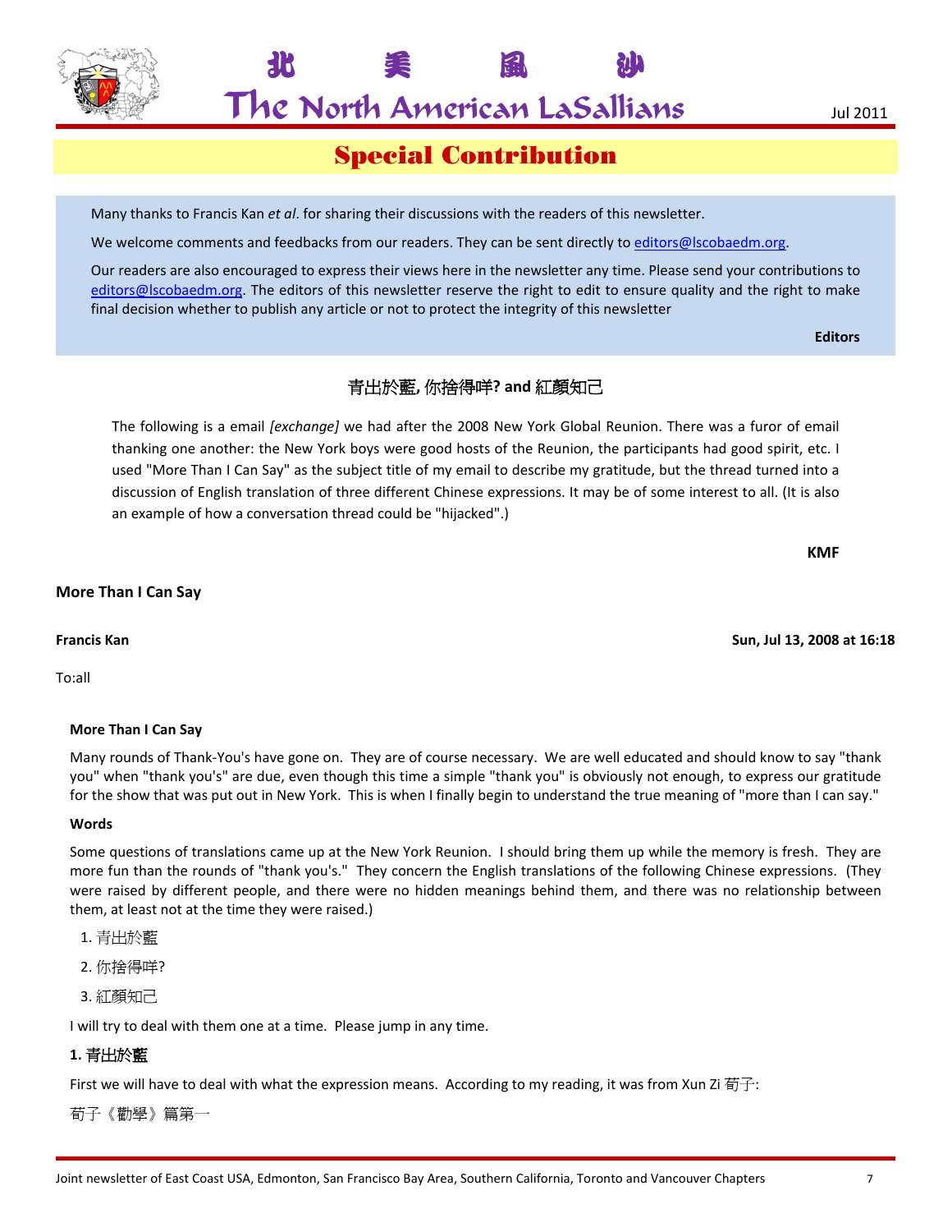## Special Contribution

Many thanks to Francis Kan *et al*. for sharing their discussions with the readers of this newsletter.

We welcome comments and feedbacks from our readers. They can be sent directly to editors@lscobaedm.org.

Our readers are also encouraged to express their views here in the newsletter any time. Please send your contributions to editors@lscobaedm.org. The editors of this newsletter reserve the right to edit to ensure quality and the right to make final decision whether to publish any article or not to protect the integrity of this newsletter

**Editors**

### 青出於藍, 你捨得咩? and 紅顏知己

The following is a email *[exchange]* we had after the 2008 New York Global Reunion. There was a furor of email thanking one another: the New York boys were good hosts of the Reunion, the participants had good spirit, etc. I used "More Than I Can Say" as the subject title of my email to describe my gratitude, but the thread turned into a discussion of English translation of three different Chinese expressions. It may be of some interest to all. (It is also an example of how a conversation thread could be "hijacked".)

**KMF**

### More Than I Can Say

**Francis Kan** **Sun, Jul 13, 2008 at 16:18**

To:all

**More Than I Can Say**

Many rounds of Thank-You's have gone on. They are of course necessary. We are well educated and should know to say "thank you" when "thank you's" are due, even though this time a simple "thank you" is obviously not enough, to express our gratitude for the show that was put out in New York. This is when I finally begin to understand the true meaning of "more than I can say."

**Words**

Some questions of translations came up at the New York Reunion. I should bring them up while the memory is fresh. They are more fun than the rounds of "thank you's." They concern the English translations of the following Chinese expressions. (They were raised by different people, and there were no hidden meanings behind them, and there was no relationship between them, at least not at the time they were raised.)

1. 青出於藍
2. 你捨得咩?
3. 紅顏知己

I will try to deal with them one at a time. Please jump in any time.

**1. 青出於藍**

First we will have to deal with what the expression means. According to my reading, it was from Xun Zi 荀子:

荀子《勸學》篇第一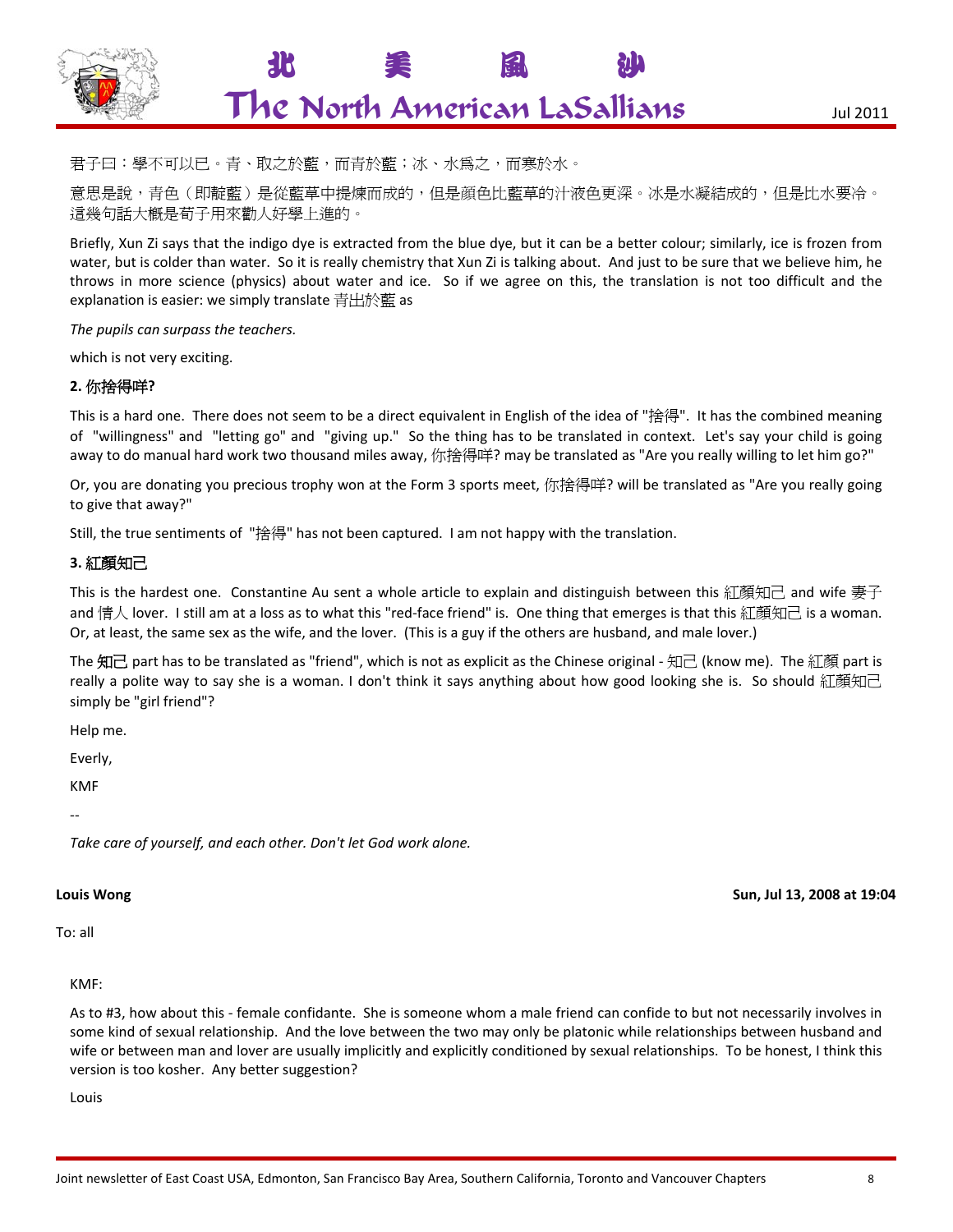君子曰：學不可以已。青、取之於藍，而青於藍；冰、水爲之，而寒於水。

意思是說，青色（即靛藍）是從藍草中提煉而成的，但是顏色比藍草的汁液色更深。冰是水凝結成的，但是比水要冷。這幾句話大概是荀子用來勸人好學上進的。

Briefly, Xun Zi says that the indigo dye is extracted from the blue dye, but it can be a better colour; similarly, ice is frozen from water, but is colder than water. So it is really chemistry that Xun Zi is talking about. And just to be sure that we believe him, he throws in more science (physics) about water and ice. So if we agree on this, the translation is not too difficult and the explanation is easier: we simply translate 青出於藍 as

*The pupils can surpass the teachers.*

which is not very exciting.

**2. 你捨得咩?**

This is a hard one. There does not seem to be a direct equivalent in English of the idea of "捨得". It has the combined meaning of "willingness" and "letting go" and "giving up." So the thing has to be translated in context. Let's say your child is going away to do manual hard work two thousand miles away, 你捨得咩? may be translated as "Are you really willing to let him go?"

Or, you are donating you precious trophy won at the Form 3 sports meet, 你捨得咩? will be translated as "Are you really going to give that away?"

Still, the true sentiments of "捨得" has not been captured. I am not happy with the translation.

**3. 紅顏知己**

This is the hardest one. Constantine Au sent a whole article to explain and distinguish between this 紅顏知己 and wife 妻子 and 情人 lover. I still am at a loss as to what this "red-face friend" is. One thing that emerges is that this 紅顏知己 is a woman. Or, at least, the same sex as the wife, and the lover. (This is a guy if the others are husband, and male lover.)

The **知己** part has to be translated as "friend", which is not as explicit as the Chinese original - 知己 (know me). The 紅顏 part is really a polite way to say she is a woman. I don't think it says anything about how good looking she is. So should 紅顏知己 simply be "girl friend"?

Help me.

Everly,

KMF

--

*Take care of yourself, and each other. Don't let God work alone.*

**Louis Wong** **Sun, Jul 13, 2008 at 19:04**

To: all

KMF:

As to #3, how about this - female confidante. She is someone whom a male friend can confide to but not necessarily involves in some kind of sexual relationship. And the love between the two may only be platonic while relationships between husband and wife or between man and lover are usually implicitly and explicitly conditioned by sexual relationships. To be honest, I think this version is too kosher. Any better suggestion?

Louis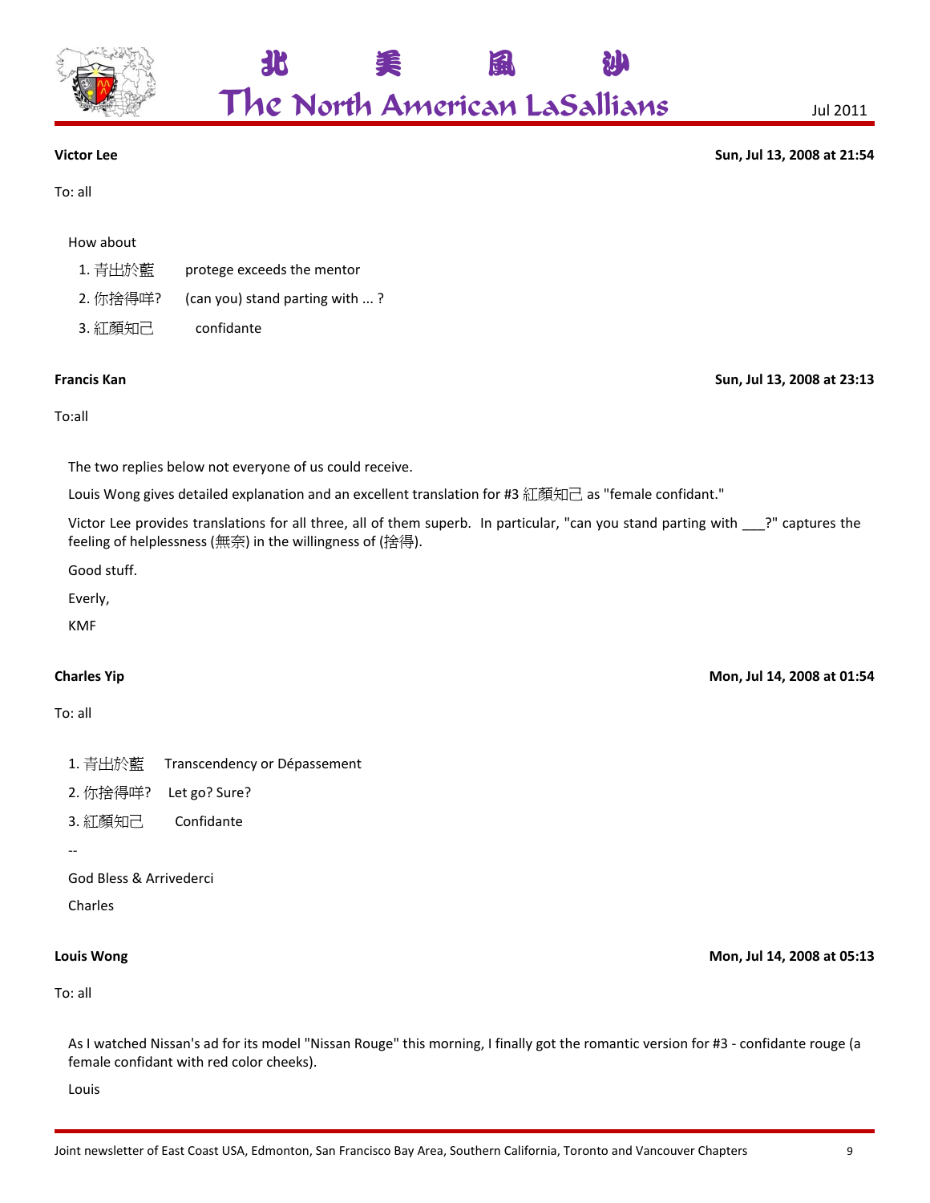**Victor Lee** **Sun, Jul 13, 2008 at 21:54**

To: all

How about

1. 青出於藍 protege exceeds the mentor
2. 你捨得咩? (can you) stand parting with ... ?
3. 紅顏知己 confidante

**Francis Kan** **Sun, Jul 13, 2008 at 23:13**

To:all

The two replies below not everyone of us could receive.

Louis Wong gives detailed explanation and an excellent translation for #3 紅顏知己 as "female confidant."

Victor Lee provides translations for all three, all of them superb. In particular, "can you stand parting with ___?" captures the feeling of helplessness (無奈) in the willingness of (捨得).

Good stuff.

Everly,

KMF

**Charles Yip** **Mon, Jul 14, 2008 at 01:54**

To: all

1. 青出於藍 Transcendency or Dépassement
2. 你捨得咩? Let go? Sure?
3. 紅顏知己 Confidante

--

God Bless & Arrivederci

Charles

**Louis Wong** **Mon, Jul 14, 2008 at 05:13**

To: all

As I watched Nissan's ad for its model "Nissan Rouge" this morning, I finally got the romantic version for #3 - confidante rouge (a female confidant with red color cheeks).

Louis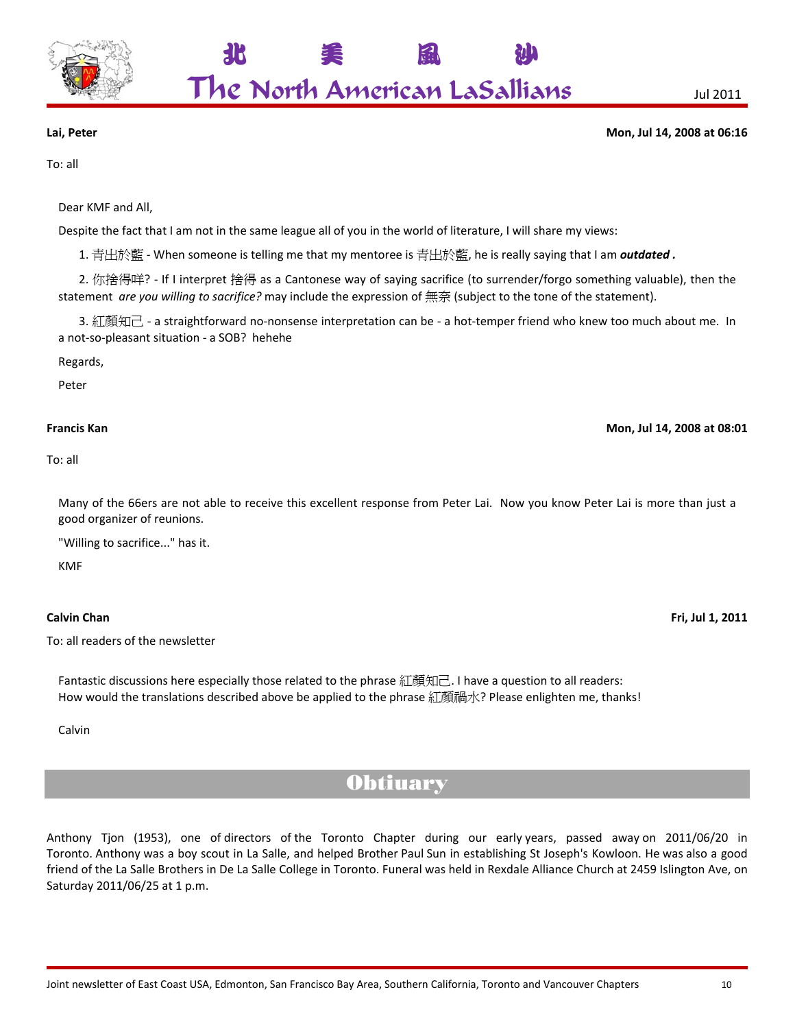**Lai, Peter** **Mon, Jul 14, 2008 at 06:16**

To: all

Dear KMF and All,

Despite the fact that I am not in the same league all of you in the world of literature, I will share my views:

1. 青出於藍 - When someone is telling me that my mentoree is 青出於藍, he is really saying that I am ***outdated .***

2. 你捨得咩? - If I interpret 捨得 as a Cantonese way of saying sacrifice (to surrender/forgo something valuable), then the statement *are you willing to sacrifice?* may include the expression of 無奈 (subject to the tone of the statement).

3. 紅顏知己 - a straightforward no-nonsense interpretation can be - a hot-temper friend who knew too much about me. In a not-so-pleasant situation - a SOB? hehehe

Regards,

Peter

**Francis Kan** **Mon, Jul 14, 2008 at 08:01**

To: all

Many of the 66ers are not able to receive this excellent response from Peter Lai. Now you know Peter Lai is more than just a good organizer of reunions.

"Willing to sacrifice..." has it.

KMF

**Calvin Chan** **Fri, Jul 1, 2011**

To: all readers of the newsletter

Fantastic discussions here especially those related to the phrase 紅顏知己. I have a question to all readers:
How would the translations described above be applied to the phrase 紅顏禍水? Please enlighten me, thanks!

Calvin

## Obtiuary

Anthony Tjon (1953), one of directors of the Toronto Chapter during our early years, passed away on 2011/06/20 in Toronto. Anthony was a boy scout in La Salle, and helped Brother Paul Sun in establishing St Joseph's Kowloon. He was also a good friend of the La Salle Brothers in De La Salle College in Toronto. Funeral was held in Rexdale Alliance Church at 2459 Islington Ave, on Saturday 2011/06/25 at 1 p.m.